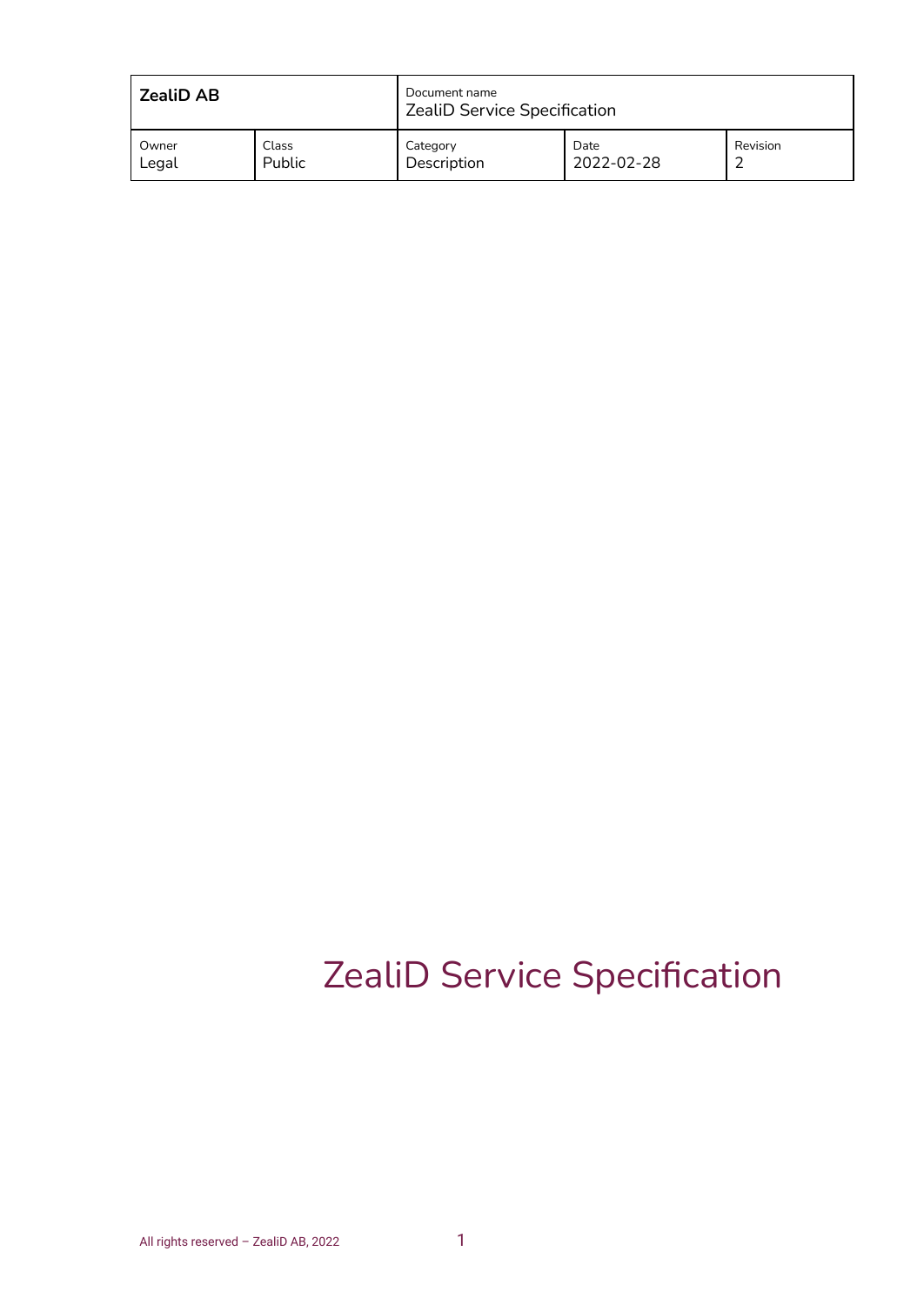| ZealiD AB | | Document name<br>ZealiD Service Specification | | |
|---|---|---|---|---|
| Owner<br>Legal | Class<br>Public | Category<br>Description | Date<br>2022-02-28 | Revision<br>2 |

# ZealiD Service Specification

All rights reserved – ZealiD AB, 2022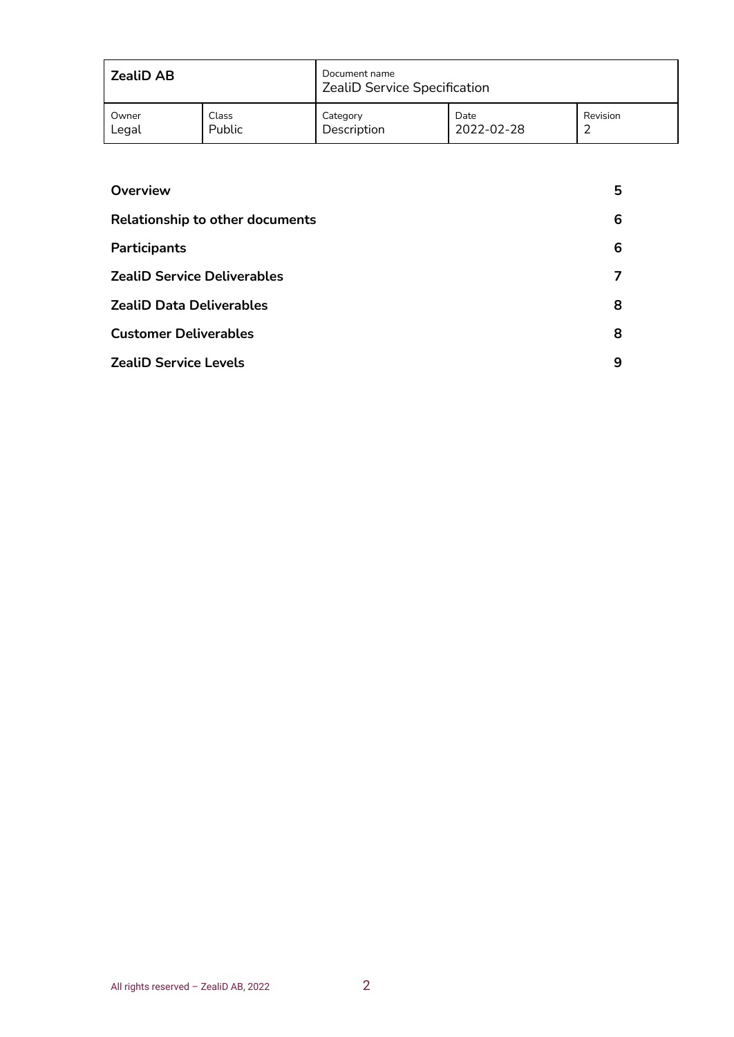| | |
|---|---|
| **Overview** | **5** |
| **Relationship to other documents** | **6** |
| **Participants** | **6** |
| **ZealiD Service Deliverables** | **7** |
| **ZealiD Data Deliverables** | **8** |
| **Customer Deliverables** | **8** |
| **ZealiD Service Levels** | **9** |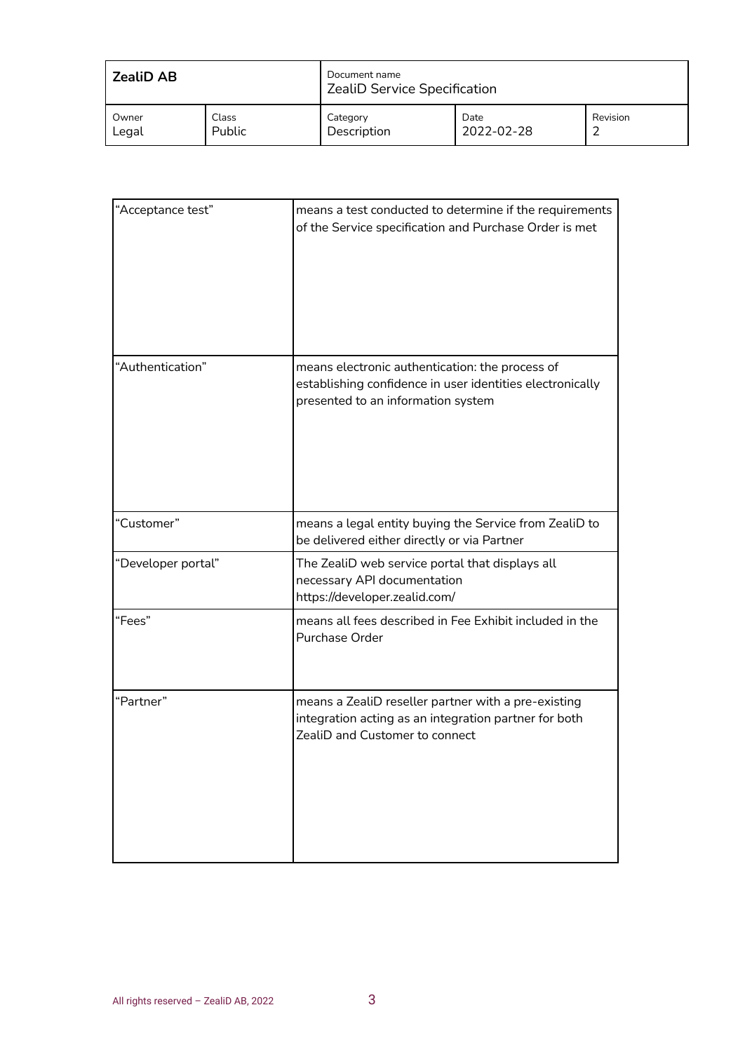| | |
|---|---|
| "Acceptance test" | means a test conducted to determine if the requirements of the Service specification and Purchase Order is met |
| "Authentication" | means electronic authentication: the process of establishing confidence in user identities electronically presented to an information system |
| "Customer" | means a legal entity buying the Service from ZealiD to be delivered either directly or via Partner |
| "Developer portal" | The ZealiD web service portal that displays all necessary API documentation https://developer.zealid.com/ |
| "Fees" | means all fees described in Fee Exhibit included in the Purchase Order |
| "Partner" | means a ZealiD reseller partner with a pre-existing integration acting as an integration partner for both ZealiD and Customer to connect |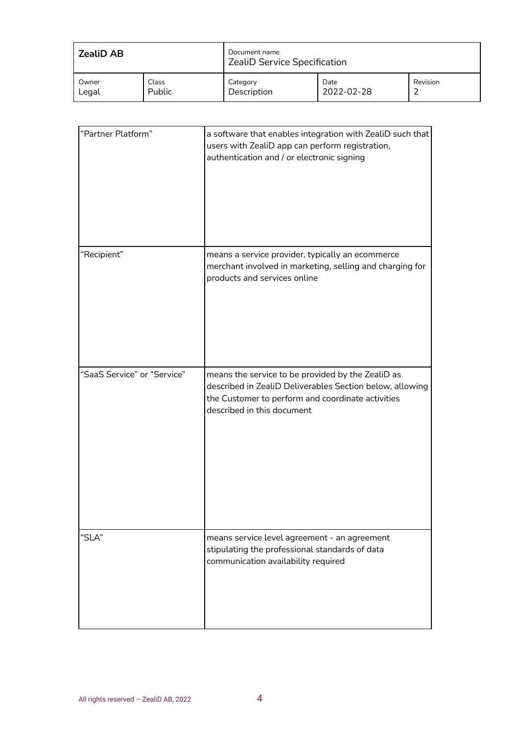| | |
|---|---|
| "Partner Platform" | a software that enables integration with ZealiD such that users with ZealiD app can perform registration, authentication and / or electronic signing |
| "Recipient" | means a service provider, typically an ecommerce merchant involved in marketing, selling and charging for products and services online |
| "SaaS Service" or "Service" | means the service to be provided by the ZealiD as described in ZealiD Deliverables Section below, allowing the Customer to perform and coordinate activities described in this document |
| "SLA" | means service level agreement - an agreement stipulating the professional standards of data communication availability required |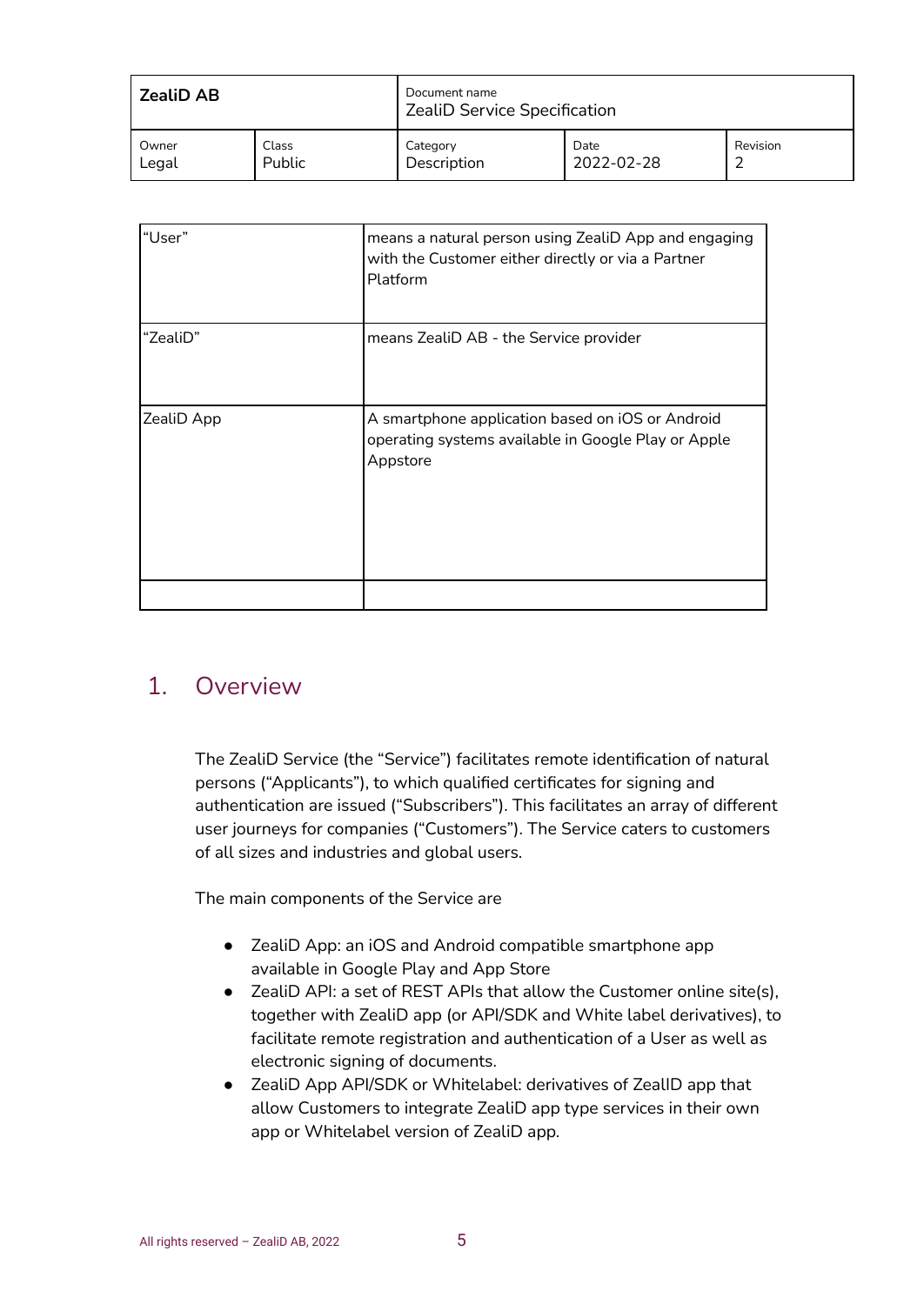| | |
|---|---|
| "User" | means a natural person using ZealiD App and engaging with the Customer either directly or via a Partner Platform |
| "ZealiD" | means ZealiD AB - the Service provider |
| ZealiD App | A smartphone application based on iOS or Android operating systems available in Google Play or Apple Appstore |
| | |

## 1. Overview

The ZealiD Service (the "Service") facilitates remote identification of natural persons ("Applicants"), to which qualified certificates for signing and authentication are issued ("Subscribers"). This facilitates an array of different user journeys for companies ("Customers"). The Service caters to customers of all sizes and industries and global users.

The main components of the Service are

- ZealiD App: an iOS and Android compatible smartphone app available in Google Play and App Store
- ZealiD API: a set of REST APIs that allow the Customer online site(s), together with ZealiD app (or API/SDK and White label derivatives), to facilitate remote registration and authentication of a User as well as electronic signing of documents.
- ZealiD App API/SDK or Whitelabel: derivatives of ZealID app that allow Customers to integrate ZealiD app type services in their own app or Whitelabel version of ZealiD app.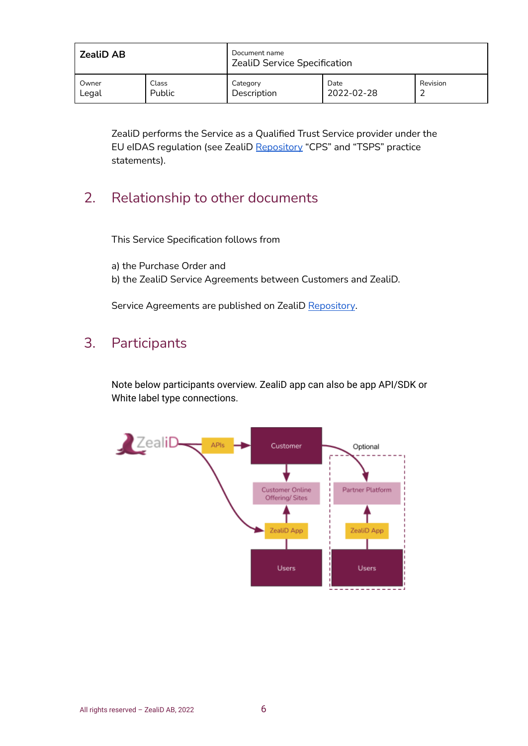| ZealiD AB | | Document name<br>ZealiD Service Specification | | |
|---|---|---|---|---|
| Owner<br>Legal | Class<br>Public | Category<br>Description | Date<br>2022-02-28 | Revision<br>2 |

ZealiD performs the Service as a Qualified Trust Service provider under the EU eIDAS regulation (see ZealiD Repository "CPS" and "TSPS" practice statements).

## 2. Relationship to other documents

This Service Specification follows from

a) the Purchase Order and
b) the ZealiD Service Agreements between Customers and ZealiD.

Service Agreements are published on ZealiD Repository.

## 3. Participants

Note below participants overview. ZealiD app can also be app API/SDK or White label type connections.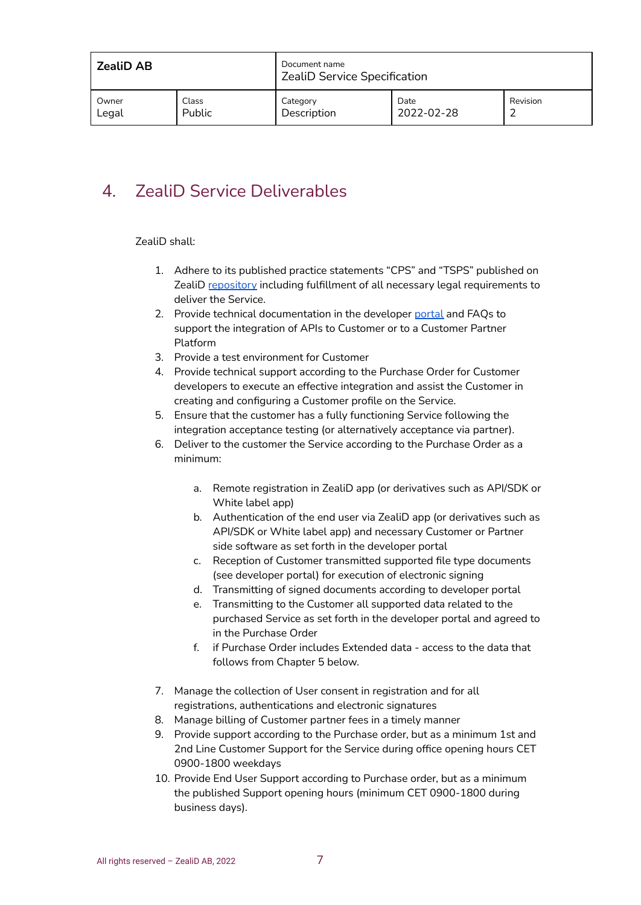## 4. ZealiD Service Deliverables

ZealiD shall:

1. Adhere to its published practice statements "CPS" and "TSPS" published on ZealiD repository including fulfillment of all necessary legal requirements to deliver the Service.
2. Provide technical documentation in the developer portal and FAQs to support the integration of APIs to Customer or to a Customer Partner Platform
3. Provide a test environment for Customer
4. Provide technical support according to the Purchase Order for Customer developers to execute an effective integration and assist the Customer in creating and configuring a Customer profile on the Service.
5. Ensure that the customer has a fully functioning Service following the integration acceptance testing (or alternatively acceptance via partner).
6. Deliver to the customer the Service according to the Purchase Order as a minimum:
   a. Remote registration in ZealiD app (or derivatives such as API/SDK or White label app)
   b. Authentication of the end user via ZealiD app (or derivatives such as API/SDK or White label app) and necessary Customer or Partner side software as set forth in the developer portal
   c. Reception of Customer transmitted supported file type documents (see developer portal) for execution of electronic signing
   d. Transmitting of signed documents according to developer portal
   e. Transmitting to the Customer all supported data related to the purchased Service as set forth in the developer portal and agreed to in the Purchase Order
   f. if Purchase Order includes Extended data - access to the data that follows from Chapter 5 below.
7. Manage the collection of User consent in registration and for all registrations, authentications and electronic signatures
8. Manage billing of Customer partner fees in a timely manner
9. Provide support according to the Purchase order, but as a minimum 1st and 2nd Line Customer Support for the Service during office opening hours CET 0900-1800 weekdays
10. Provide End User Support according to Purchase order, but as a minimum the published Support opening hours (minimum CET 0900-1800 during business days).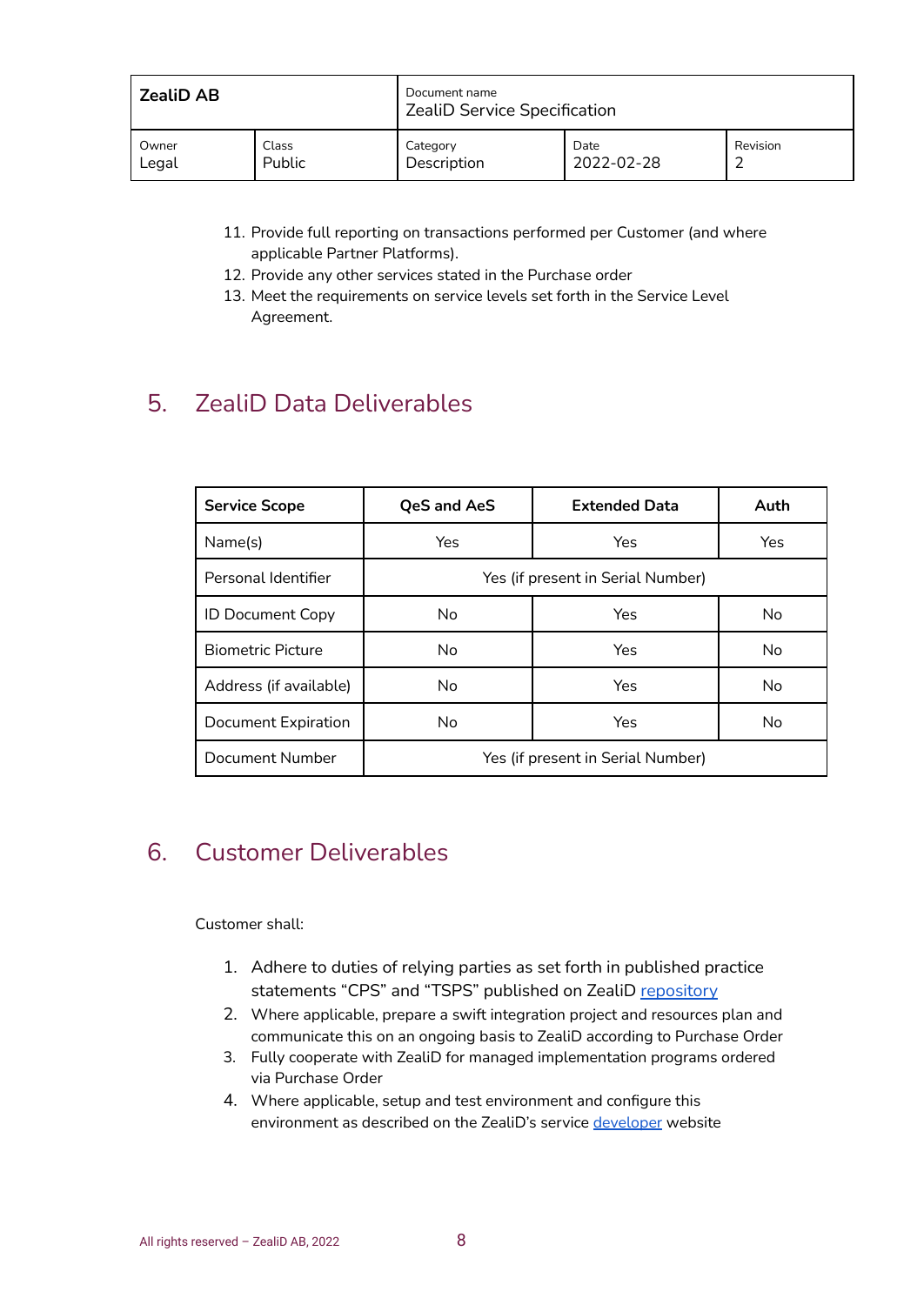11. Provide full reporting on transactions performed per Customer (and where applicable Partner Platforms).
12. Provide any other services stated in the Purchase order
13. Meet the requirements on service levels set forth in the Service Level Agreement.

## 5. ZealiD Data Deliverables

| Service Scope | QeS and AeS | Extended Data | Auth |
|---|---|---|---|
| Name(s) | Yes | Yes | Yes |
| Personal Identifier | Yes (if present in Serial Number) | | |
| ID Document Copy | No | Yes | No |
| Biometric Picture | No | Yes | No |
| Address (if available) | No | Yes | No |
| Document Expiration | No | Yes | No |
| Document Number | Yes (if present in Serial Number) | | |

## 6. Customer Deliverables

Customer shall:

1. Adhere to duties of relying parties as set forth in published practice statements "CPS" and "TSPS" published on ZealiD repository
2. Where applicable, prepare a swift integration project and resources plan and communicate this on an ongoing basis to ZealiD according to Purchase Order
3. Fully cooperate with ZealiD for managed implementation programs ordered via Purchase Order
4. Where applicable, setup and test environment and configure this environment as described on the ZealiD's service developer website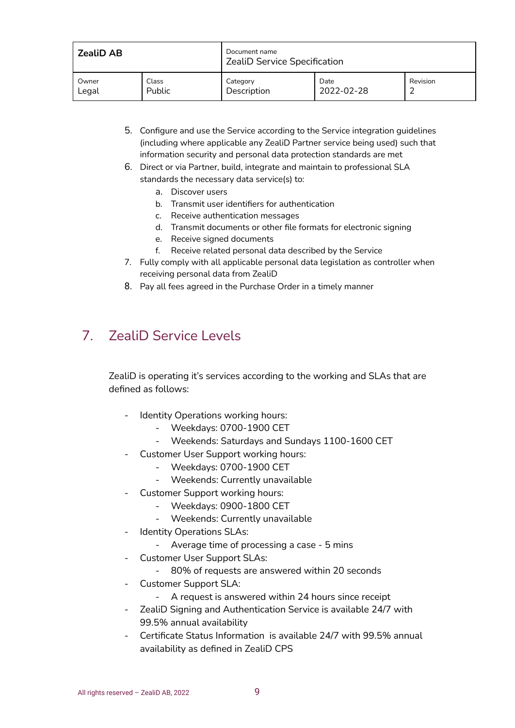5. Configure and use the Service according to the Service integration guidelines (including where applicable any ZealiD Partner service being used) such that information security and personal data protection standards are met
6. Direct or via Partner, build, integrate and maintain to professional SLA standards the necessary data service(s) to:
    a. Discover users
    b. Transmit user identifiers for authentication
    c. Receive authentication messages
    d. Transmit documents or other file formats for electronic signing
    e. Receive signed documents
    f. Receive related personal data described by the Service
7. Fully comply with all applicable personal data legislation as controller when receiving personal data from ZealiD
8. Pay all fees agreed in the Purchase Order in a timely manner

## 7. ZealiD Service Levels

ZealiD is operating it's services according to the working and SLAs that are defined as follows:

- Identity Operations working hours:
    - Weekdays: 0700-1900 CET
    - Weekends: Saturdays and Sundays 1100-1600 CET
- Customer User Support working hours:
    - Weekdays: 0700-1900 CET
    - Weekends: Currently unavailable
- Customer Support working hours:
    - Weekdays: 0900-1800 CET
    - Weekends: Currently unavailable
- Identity Operations SLAs:
    - Average time of processing a case - 5 mins
- Customer User Support SLAs:
    - 80% of requests are answered within 20 seconds
- Customer Support SLA:
    - A request is answered within 24 hours since receipt
- ZealiD Signing and Authentication Service is available 24/7 with 99.5% annual availability
- Certificate Status Information is available 24/7 with 99.5% annual availability as defined in ZealiD CPS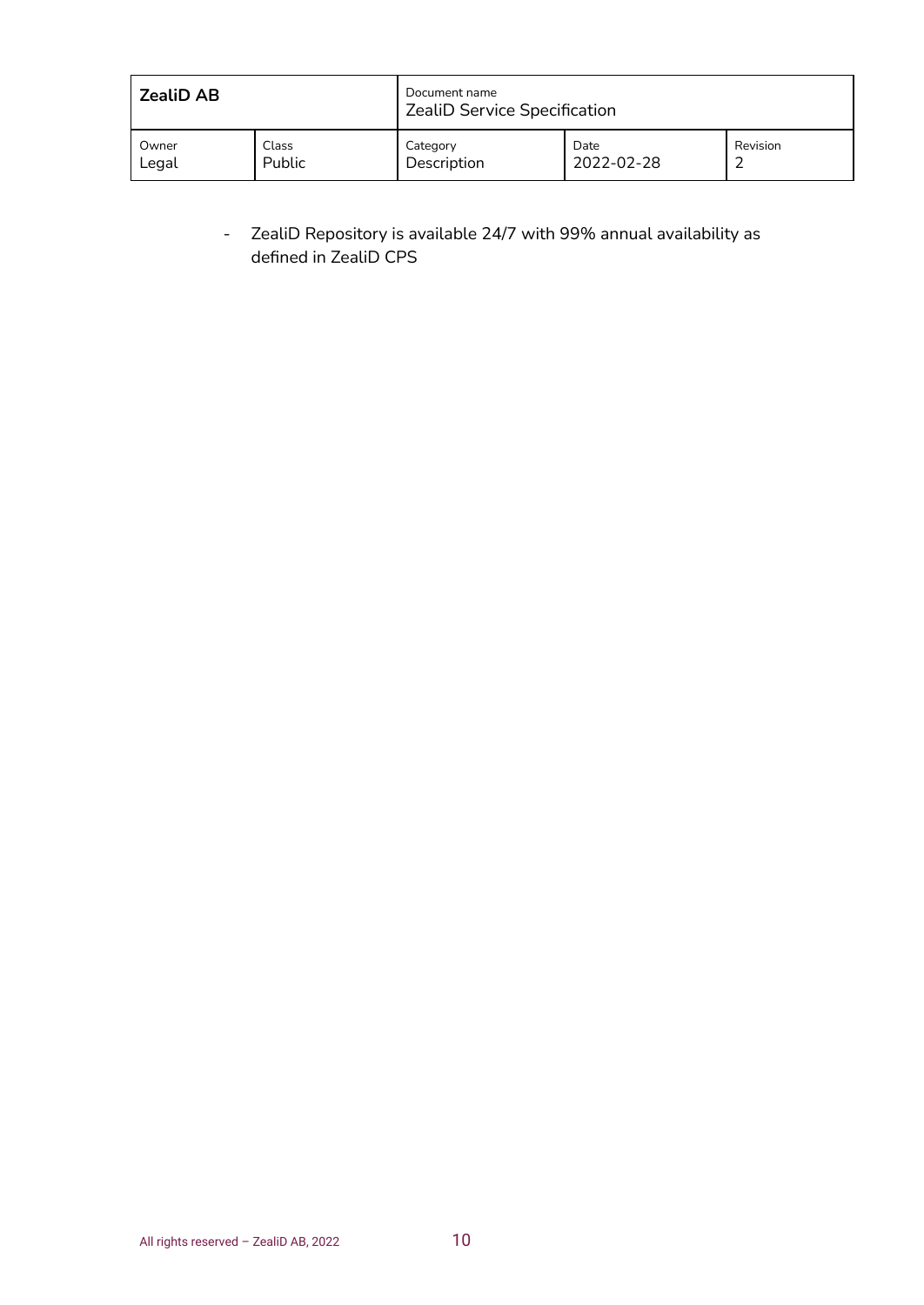- ZealiD Repository is available 24/7 with 99% annual availability as defined in ZealiD CPS